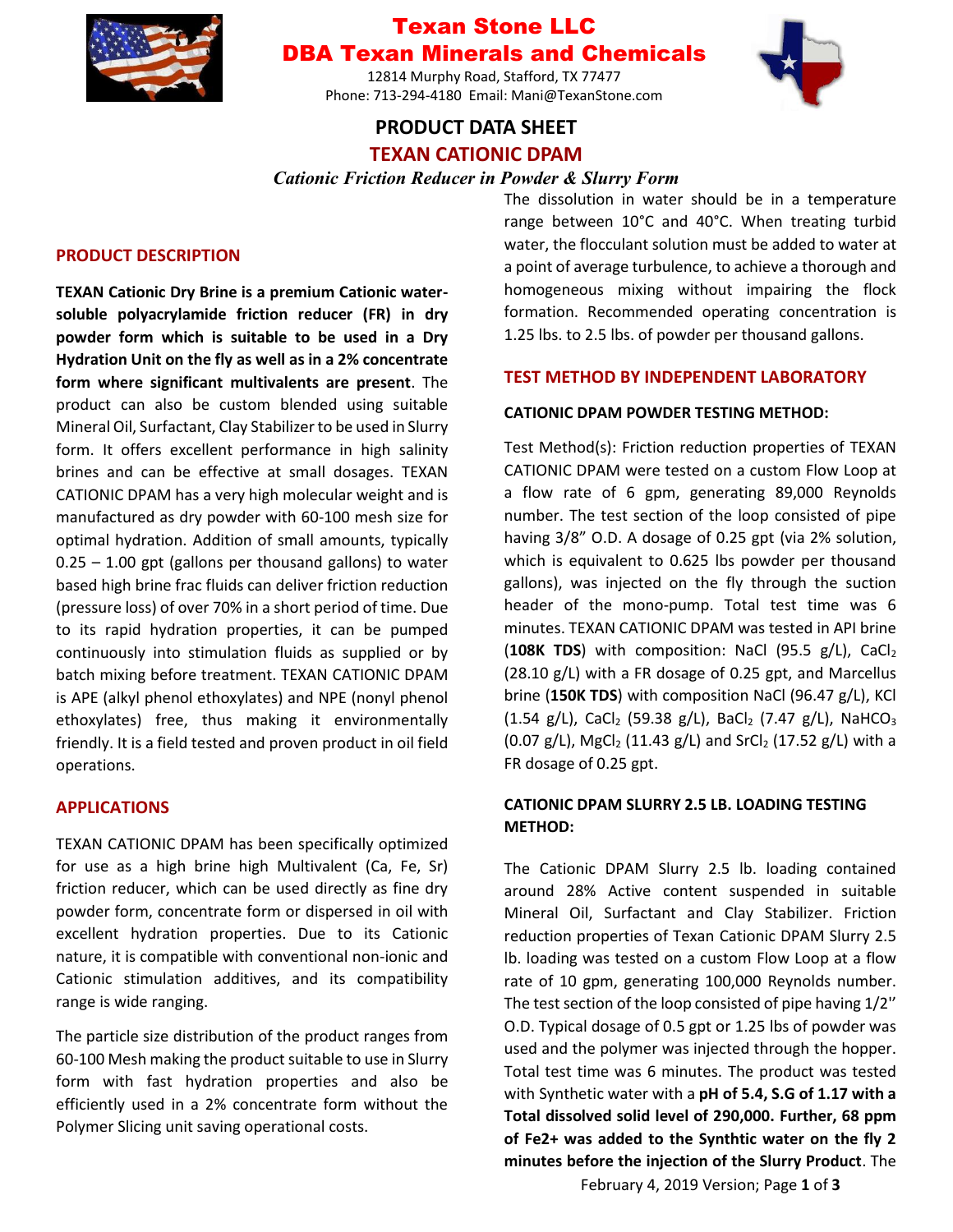# Texan Stone LLC
# DBA Texan Minerals and Chemicals

12814 Murphy Road, Stafford, TX 77477
Phone: 713-294-4180 Email: Mani@TexanStone.com

## PRODUCT DATA SHEET
## TEXAN CATIONIC DPAM

*Cationic Friction Reducer in Powder & Slurry Form*

### PRODUCT DESCRIPTION

**TEXAN Cationic Dry Brine is a premium Cationic water-soluble polyacrylamide friction reducer (FR) in dry powder form which is suitable to be used in a Dry Hydration Unit on the fly as well as in a 2% concentrate form where significant multivalents are present**. The product can also be custom blended using suitable Mineral Oil, Surfactant, Clay Stabilizer to be used in Slurry form. It offers excellent performance in high salinity brines and can be effective at small dosages. TEXAN CATIONIC DPAM has a very high molecular weight and is manufactured as dry powder with 60-100 mesh size for optimal hydration. Addition of small amounts, typically 0.25 – 1.00 gpt (gallons per thousand gallons) to water based high brine frac fluids can deliver friction reduction (pressure loss) of over 70% in a short period of time. Due to its rapid hydration properties, it can be pumped continuously into stimulation fluids as supplied or by batch mixing before treatment. TEXAN CATIONIC DPAM is APE (alkyl phenol ethoxylates) and NPE (nonyl phenol ethoxylates) free, thus making it environmentally friendly. It is a field tested and proven product in oil field operations.

### APPLICATIONS

TEXAN CATIONIC DPAM has been specifically optimized for use as a high brine high Multivalent (Ca, Fe, Sr) friction reducer, which can be used directly as fine dry powder form, concentrate form or dispersed in oil with excellent hydration properties. Due to its Cationic nature, it is compatible with conventional non-ionic and Cationic stimulation additives, and its compatibility range is wide ranging.

The particle size distribution of the product ranges from 60-100 Mesh making the product suitable to use in Slurry form with fast hydration properties and also be efficiently used in a 2% concentrate form without the Polymer Slicing unit saving operational costs.

The dissolution in water should be in a temperature range between 10°C and 40°C. When treating turbid water, the flocculant solution must be added to water at a point of average turbulence, to achieve a thorough and homogeneous mixing without impairing the flock formation. Recommended operating concentration is 1.25 lbs. to 2.5 lbs. of powder per thousand gallons.

### TEST METHOD BY INDEPENDENT LABORATORY

**CATIONIC DPAM POWDER TESTING METHOD:**

Test Method(s): Friction reduction properties of TEXAN CATIONIC DPAM were tested on a custom Flow Loop at a flow rate of 6 gpm, generating 89,000 Reynolds number. The test section of the loop consisted of pipe having 3/8" O.D. A dosage of 0.25 gpt (via 2% solution, which is equivalent to 0.625 lbs powder per thousand gallons), was injected on the fly through the suction header of the mono-pump. Total test time was 6 minutes. TEXAN CATIONIC DPAM was tested in API brine (**108K TDS**) with composition: NaCl (95.5 g/L), $CaCl_2$ (28.10 g/L) with a FR dosage of 0.25 gpt, and Marcellus brine (**150K TDS**) with composition NaCl (96.47 g/L), KCl (1.54 g/L), $CaCl_2$ (59.38 g/L), $BaCl_2$ (7.47 g/L), $NaHCO_3$ (0.07 g/L), $MgCl_2$ (11.43 g/L) and $SrCl_2$ (17.52 g/L) with a FR dosage of 0.25 gpt.

**CATIONIC DPAM SLURRY 2.5 LB. LOADING TESTING METHOD:**

The Cationic DPAM Slurry 2.5 lb. loading contained around 28% Active content suspended in suitable Mineral Oil, Surfactant and Clay Stabilizer. Friction reduction properties of Texan Cationic DPAM Slurry 2.5 lb. loading was tested on a custom Flow Loop at a flow rate of 10 gpm, generating 100,000 Reynolds number. The test section of the loop consisted of pipe having 1/2" O.D. Typical dosage of 0.5 gpt or 1.25 lbs of powder was used and the polymer was injected through the hopper. Total test time was 6 minutes. The product was tested with Synthetic water with a **pH of 5.4, S.G of 1.17 with a Total dissolved solid level of 290,000. Further, 68 ppm of $Fe^{2+}$ was added to the Synthtic water on the fly 2 minutes before the injection of the Slurry Product**. The

February 4, 2019 Version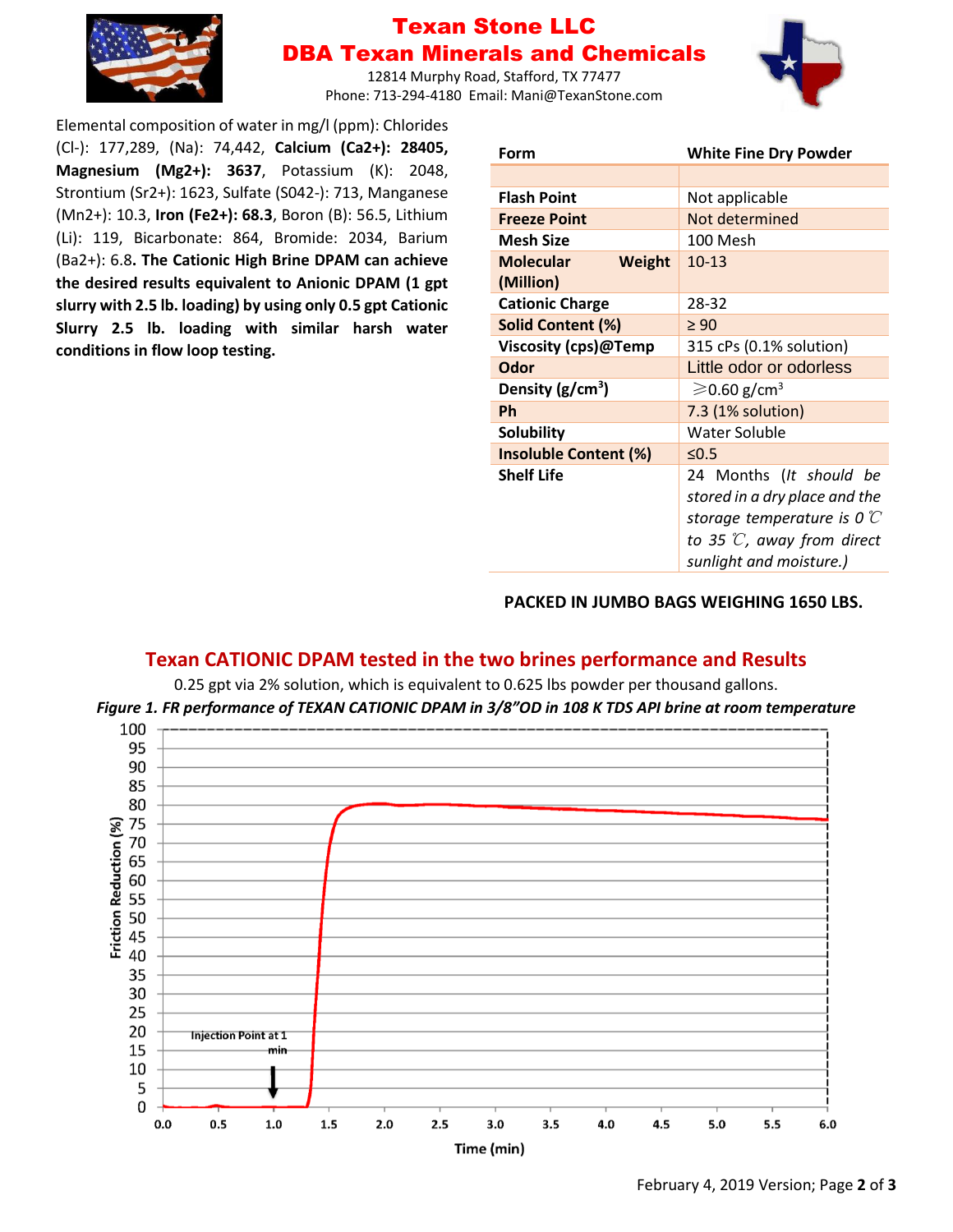# Texan Stone LLC
# DBA Texan Minerals and Chemicals

12814 Murphy Road, Stafford, TX 77477
Phone: 713-294-4180 Email: Mani@TexanStone.com

Elemental composition of water in mg/l (ppm): Chlorides ($Cl^-$): 177,289, (Na): 74,442, **Calcium ($Ca^{2+}$): 28405, Magnesium ($Mg^{2+}$): 3637**, Potassium (K): 2048, Strontium ($Sr^{2+}$): 1623, Sulfate ($SO_4^{2-}$): 713, Manganese ($Mn^{2+}$): 10.3, **Iron ($Fe^{2+}$): 68.3**, Boron (B): 56.5, Lithium (Li): 119, Bicarbonate: 864, Bromide: 2034, Barium ($Ba^{2+}$): 6.8. **The Cationic High Brine DPAM can achieve the desired results equivalent to Anionic DPAM (1 gpt slurry with 2.5 lb. loading) by using only 0.5 gpt Cationic Slurry 2.5 lb. loading with similar harsh water conditions in flow loop testing.**

| **Form** | **White Fine Dry Powder** |
|---|---|
| | |
| **Flash Point** | Not applicable |
| **Freeze Point** | Not determined |
| **Mesh Size** | 100 Mesh |
| **Molecular Weight (Million)** | 10-13 |
| **Cationic Charge** | 28-32 |
| **Solid Content (%)** | ≥ 90 |
| **Viscosity (cps)@Temp** | 315 cPs (0.1% solution) |
| **Odor** | Little odor or odorless |
| **Density (g/cm³)** | ⩾0.60 g/cm³ |
| **Ph** | 7.3 (1% solution) |
| **Solubility** | Water Soluble |
| **Insoluble Content (%)** | ≤0.5 |
| **Shelf Life** | 24 Months (*It should be stored in a dry place and the storage temperature is 0 ℃ to 35 ℃, away from direct sunlight and moisture.)* |

**PACKED IN JUMBO BAGS WEIGHING 1650 LBS.**

## Texan CATIONIC DPAM tested in the two brines performance and Results

0.25 gpt via 2% solution, which is equivalent to 0.625 lbs powder per thousand gallons.

***Figure 1. FR performance of TEXAN CATIONIC DPAM in 3/8"OD in 108 K TDS API brine at room temperature***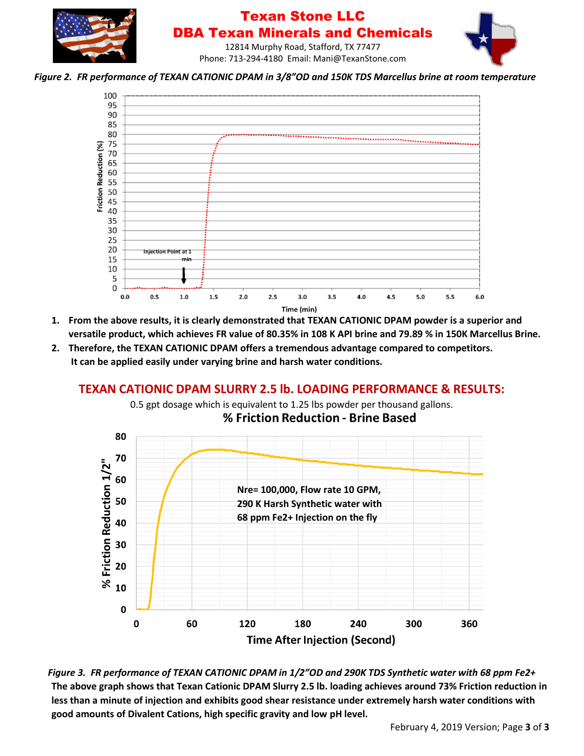# Texan Stone LLC
## DBA Texan Minerals and Chemicals

12814 Murphy Road, Stafford, TX 77477
Phone: 713-294-4180 Email: Mani@TexanStone.com

*Figure 2. FR performance of TEXAN CATIONIC DPAM in 3/8"OD and 150K TDS Marcellus brine at room temperature*

Friction Reduction (%)
100
95
90
85
80
75
70
65
60
55
50
45
40
35
30
25
20
15
10
5
0
Injection Point at 1 min
0.0 0.5 1.0 1.5 2.0 2.5 3.0 3.5 4.0 4.5 5.0 5.5 6.0
Time (min)

1. **From the above results, it is clearly demonstrated that TEXAN CATIONIC DPAM powder is a superior and versatile product, which achieves FR value of 80.35% in 108 K API brine and 79.89 % in 150K Marcellus Brine.**
2. **Therefore, the TEXAN CATIONIC DPAM offers a tremendous advantage compared to competitors. It can be applied easily under varying brine and harsh water conditions.**

## TEXAN CATIONIC DPAM SLURRY 2.5 lb. LOADING PERFORMANCE & RESULTS:

0.5 gpt dosage which is equivalent to 1.25 lbs powder per thousand gallons.

**% Friction Reduction - Brine Based**

% Friction Reduction 1/2"
80
70
60
50
40
30
20
10
0
Nre= 100,000, Flow rate 10 GPM,
290 K Harsh Synthetic water with
68 ppm Fe2+ Injection on the fly
0 60 120 180 240 300 360
Time After Injection (Second)

*Figure 3. FR performance of TEXAN CATIONIC DPAM in 1/2"OD and 290K TDS Synthetic water with 68 ppm $Fe^{2+}$*

**The above graph shows that Texan Cationic DPAM Slurry 2.5 lb. loading achieves around 73% Friction reduction in less than a minute of injection and exhibits good shear resistance under extremely harsh water conditions with good amounts of Divalent Cations, high specific gravity and low pH level.**

February 4, 2019 Version